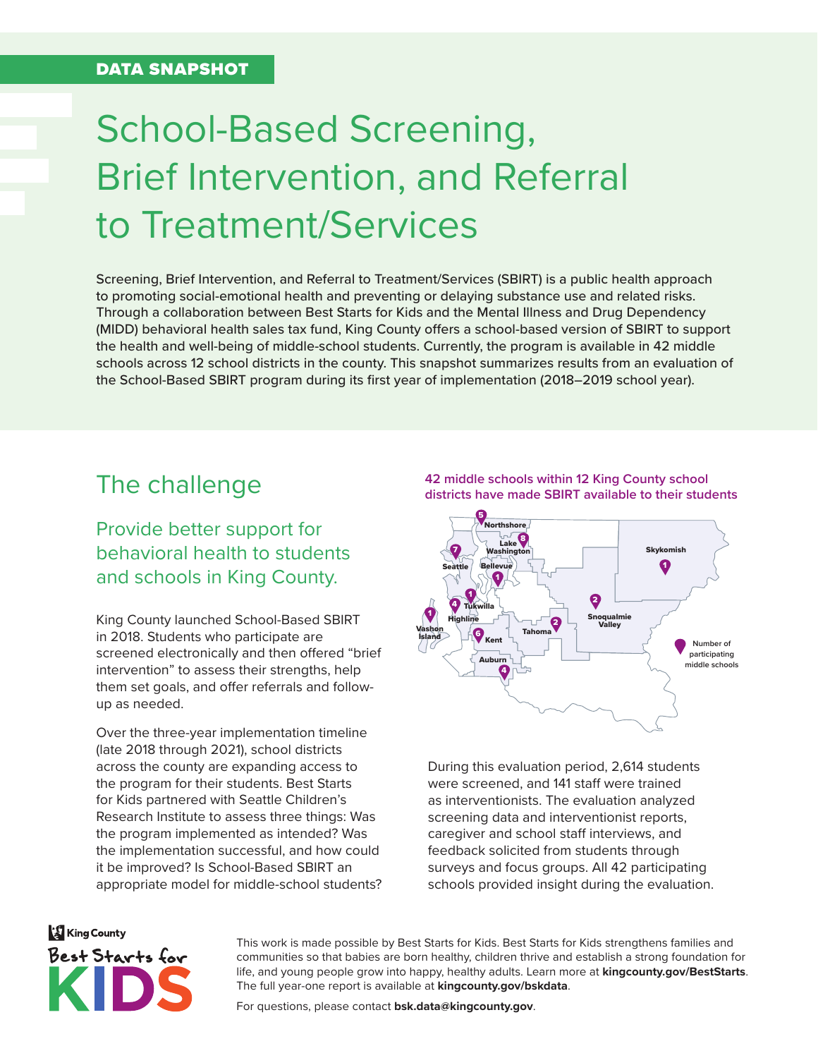DATA SNAPSHOT

# School-Based Screening, Brief Intervention, and Referral to Treatment/Services

Screening, Brief Intervention, and Referral to Treatment/Services (SBIRT) is a public health approach to promoting social-emotional health and preventing or delaying substance use and related risks. Through a collaboration between Best Starts for Kids and the Mental Illness and Drug Dependency (MIDD) behavioral health sales tax fund, King County offers a school-based version of SBIRT to support the health and well-being of middle-school students. Currently, the program is available in 42 middle schools across 12 school districts in the county. This snapshot summarizes results from an evaluation of the School-Based SBIRT program during its first year of implementation (2018–2019 school year).

## The challenge

### Provide better support for behavioral health to students and schools in King County.

King County launched School-Based SBIRT in 2018. Students who participate are screened electronically and then offered "brief intervention" to assess their strengths, help them set goals, and offer referrals and follow-up as needed.

Over the three-year implementation timeline (late 2018 through 2021), school districts across the county are expanding access to the program for their students. Best Starts for Kids partnered with Seattle Children's Research Institute to assess three things: Was the program implemented as intended? Was the implementation successful, and how could it be improved? Is School-Based SBIRT an appropriate model for middle-school students?

**42 middle schools within 12 King County school districts have made SBIRT available to their students**

Number of participating middle schools: Northshore 5, Lake Washington 8, Seattle 7, Bellevue 1, Skykomish 1, Snoqualmie Valley 2, Tukwila 1, Highline 4, Vashon Island 1, Tahoma 2, Kent 6, Auburn 4

During this evaluation period, 2,614 students were screened, and 141 staff were trained as interventionists. The evaluation analyzed screening data and interventionist reports, caregiver and school staff interviews, and feedback solicited from students through surveys and focus groups. All 42 participating schools provided insight during the evaluation.

King County Best Starts for KIDS

This work is made possible by Best Starts for Kids. Best Starts for Kids strengthens families and communities so that babies are born healthy, children thrive and establish a strong foundation for life, and young people grow into happy, healthy adults. Learn more at **kingcounty.gov/BestStarts**. The full year-one report is available at **kingcounty.gov/bskdata**.

For questions, please contact **bsk.data@kingcounty.gov**.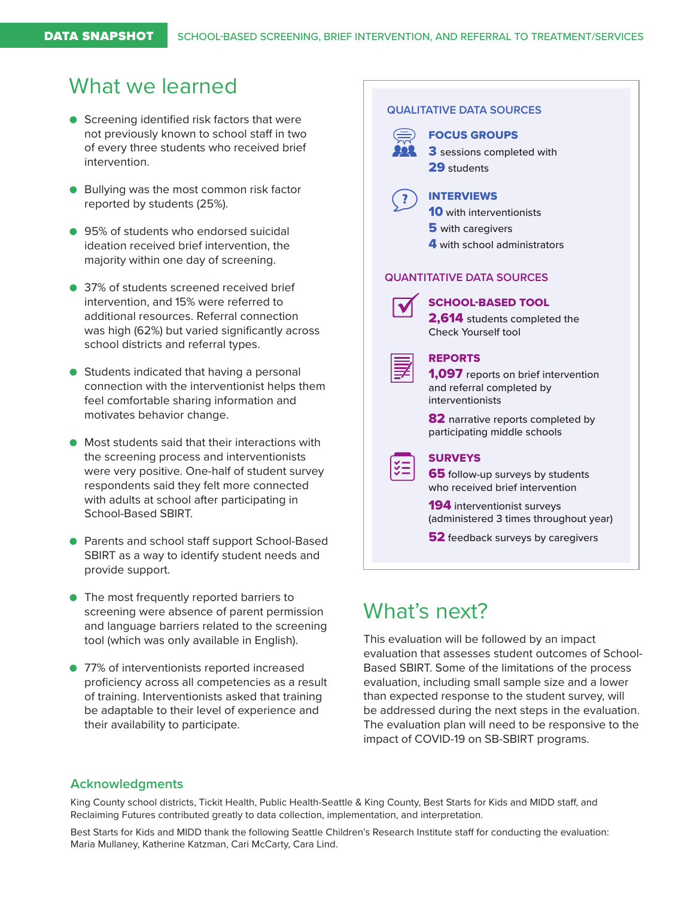DATA SNAPSHOT — SCHOOL-BASED SCREENING, BRIEF INTERVENTION, AND REFERRAL TO TREATMENT/SERVICES

## What we learned

- Screening identified risk factors that were not previously known to school staff in two of every three students who received brief intervention.
- Bullying was the most common risk factor reported by students (25%).
- 95% of students who endorsed suicidal ideation received brief intervention, the majority within one day of screening.
- 37% of students screened received brief intervention, and 15% were referred to additional resources. Referral connection was high (62%) but varied significantly across school districts and referral types.
- Students indicated that having a personal connection with the interventionist helps them feel comfortable sharing information and motivates behavior change.
- Most students said that their interactions with the screening process and interventionists were very positive. One-half of student survey respondents said they felt more connected with adults at school after participating in School-Based SBIRT.
- Parents and school staff support School-Based SBIRT as a way to identify student needs and provide support.
- The most frequently reported barriers to screening were absence of parent permission and language barriers related to the screening tool (which was only available in English).
- 77% of interventionists reported increased proficiency across all competencies as a result of training. Interventionists asked that training be adaptable to their level of experience and their availability to participate.

### QUALITATIVE DATA SOURCES

**FOCUS GROUPS**
**3** sessions completed with
**29** students

**INTERVIEWS**
**10** with interventionists
**5** with caregivers
**4** with school administrators

### QUANTITATIVE DATA SOURCES

**SCHOOL-BASED TOOL**
**2,614** students completed the Check Yourself tool

**REPORTS**
**1,097** reports on brief intervention and referral completed by interventionists

**82** narrative reports completed by participating middle schools

**SURVEYS**
**65** follow-up surveys by students who received brief intervention

**194** interventionist surveys (administered 3 times throughout year)

**52** feedback surveys by caregivers

## What's next?

This evaluation will be followed by an impact evaluation that assesses student outcomes of School-Based SBIRT. Some of the limitations of the process evaluation, including small sample size and a lower than expected response to the student survey, will be addressed during the next steps in the evaluation. The evaluation plan will need to be responsive to the impact of COVID-19 on SB-SBIRT programs.

### Acknowledgments

King County school districts, Tickit Health, Public Health-Seattle & King County, Best Starts for Kids and MIDD staff, and Reclaiming Futures contributed greatly to data collection, implementation, and interpretation.

Best Starts for Kids and MIDD thank the following Seattle Children's Research Institute staff for conducting the evaluation: Maria Mullaney, Katherine Katzman, Cari McCarty, Cara Lind.